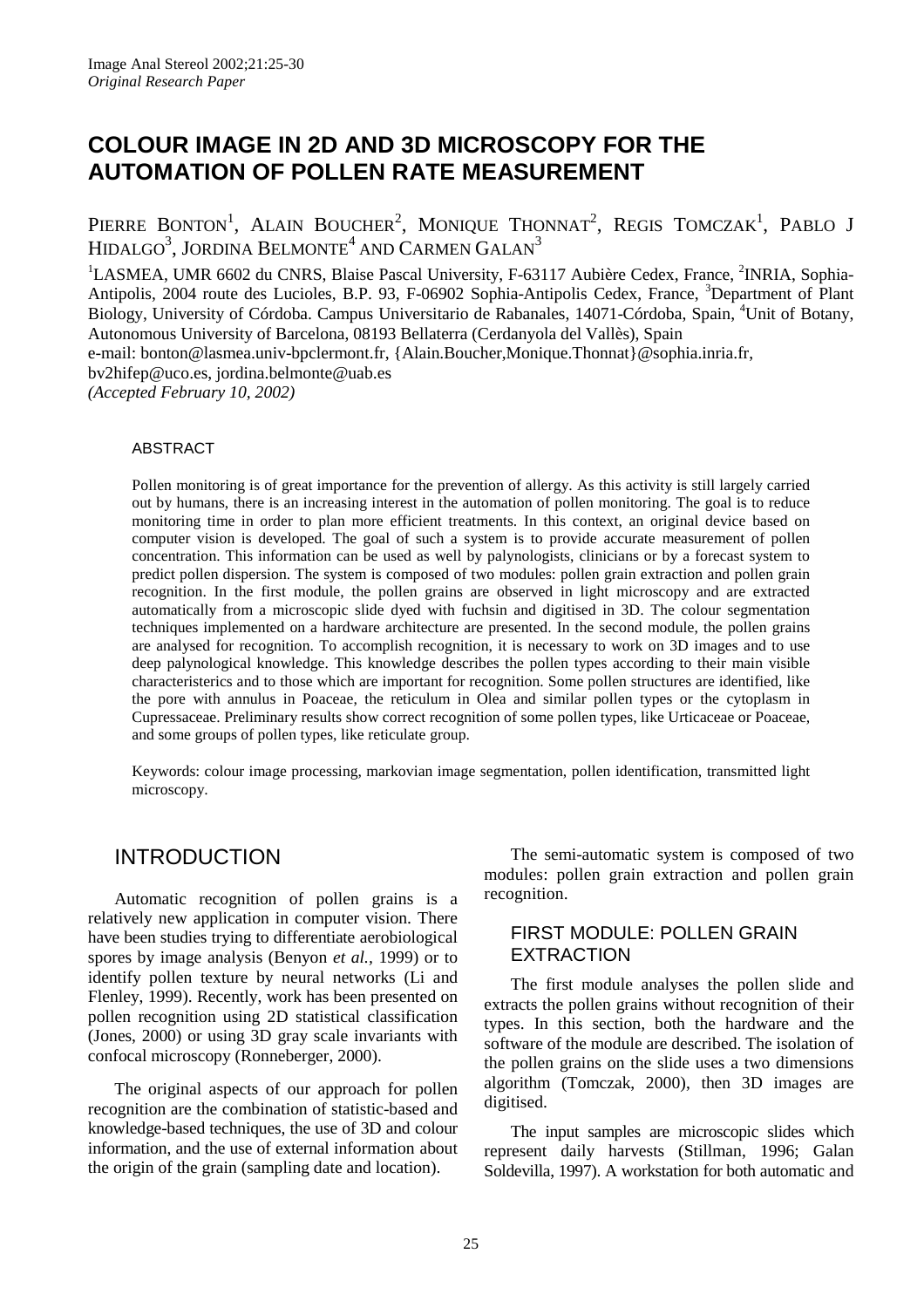# COLOUR IMAGE IN 2D AND 3D MICROSCOPY FOR THE AUTOMATION OF POLLEN RATE MEASUREMENT

PIERRE BONTON[1], ALAIN BOUCHER[2], MONIQUE THONNAT[2], REGIS TOMCZAK[1], PABLO J HIDALGO[3], JORDINA BELMONTE[4] AND CARMEN GALAN[3]

[1]LASMEA, UMR 6602 du CNRS, Blaise Pascal University, F-63117 Aubière Cedex, France, [2]INRIA, Sophia-Antipolis, 2004 route des Lucioles, B.P. 93, F-06902 Sophia-Antipolis Cedex, France, [3]Department of Plant Biology, University of Córdoba. Campus Universitario de Rabanales, 14071-Córdoba, Spain, [4]Unit of Botany, Autonomous University of Barcelona, 08193 Bellaterra (Cerdanyola del Vallès), Spain
e-mail: bonton@lasmea.univ-bpclermont.fr, {Alain.Boucher,Monique.Thonnat}@sophia.inria.fr, bv2hifep@uco.es, jordina.belmonte@uab.es
*(Accepted February 10, 2002)*

## ABSTRACT

Pollen monitoring is of great importance for the prevention of allergy. As this activity is still largely carried out by humans, there is an increasing interest in the automation of pollen monitoring. The goal is to reduce monitoring time in order to plan more efficient treatments. In this context, an original device based on computer vision is developed. The goal of such a system is to provide accurate measurement of pollen concentration. This information can be used as well by palynologists, clinicians or by a forecast system to predict pollen dispersion. The system is composed of two modules: pollen grain extraction and pollen grain recognition. In the first module, the pollen grains are observed in light microscopy and are extracted automatically from a microscopic slide dyed with fuchsin and digitised in 3D. The colour segmentation techniques implemented on a hardware architecture are presented. In the second module, the pollen grains are analysed for recognition. To accomplish recognition, it is necessary to work on 3D images and to use deep palynological knowledge. This knowledge describes the pollen types according to their main visible characteristerics and to those which are important for recognition. Some pollen structures are identified, like the pore with annulus in Poaceae, the reticulum in Olea and similar pollen types or the cytoplasm in Cupressaceae. Preliminary results show correct recognition of some pollen types, like Urticaceae or Poaceae, and some groups of pollen types, like reticulate group.

Keywords: colour image processing, markovian image segmentation, pollen identification, transmitted light microscopy.

## INTRODUCTION

Automatic recognition of pollen grains is a relatively new application in computer vision. There have been studies trying to differentiate aerobiological spores by image analysis (Benyon *et al.*, 1999) or to identify pollen texture by neural networks (Li and Flenley, 1999). Recently, work has been presented on pollen recognition using 2D statistical classification (Jones, 2000) or using 3D gray scale invariants with confocal microscopy (Ronneberger, 2000).

The original aspects of our approach for pollen recognition are the combination of statistic-based and knowledge-based techniques, the use of 3D and colour information, and the use of external information about the origin of the grain (sampling date and location).

The semi-automatic system is composed of two modules: pollen grain extraction and pollen grain recognition.

### FIRST MODULE: POLLEN GRAIN EXTRACTION

The first module analyses the pollen slide and extracts the pollen grains without recognition of their types. In this section, both the hardware and the software of the module are described. The isolation of the pollen grains on the slide uses a two dimensions algorithm (Tomczak, 2000), then 3D images are digitised.

The input samples are microscopic slides which represent daily harvests (Stillman, 1996; Galan Soldevilla, 1997). A workstation for both automatic and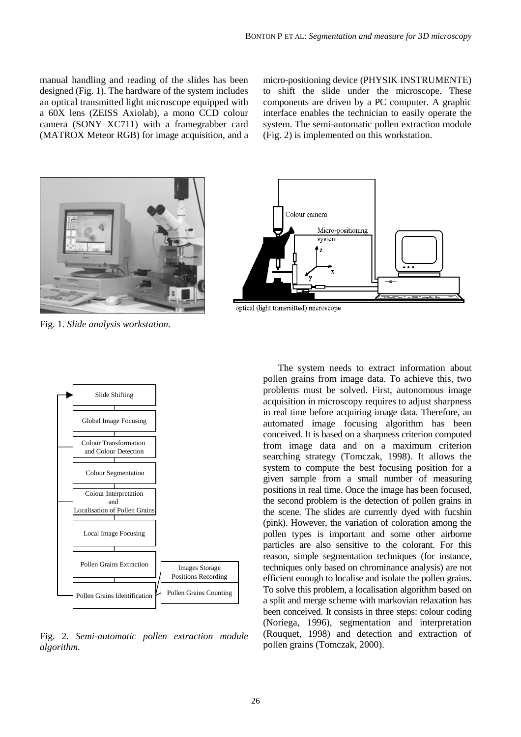manual handling and reading of the slides has been designed (Fig. 1). The hardware of the system includes an optical transmitted light microscope equipped with a 60X lens (ZEISS Axiolab), a mono CCD colour camera (SONY XC711) with a framegrabber card (MATROX Meteor RGB) for image acquisition, and a micro-positioning device (PHYSIK INSTRUMENTE) to shift the slide under the microscope. These components are driven by a PC computer. A graphic interface enables the technician to easily operate the system. The semi-automatic pollen extraction module (Fig. 2) is implemented on this workstation.

Fig. 1. *Slide analysis workstation.*

Fig. 2. *Semi-automatic pollen extraction module algorithm.*

The system needs to extract information about pollen grains from image data. To achieve this, two problems must be solved. First, autonomous image acquisition in microscopy requires to adjust sharpness in real time before acquiring image data. Therefore, an automated image focusing algorithm has been conceived. It is based on a sharpness criterion computed from image data and on a maximum criterion searching strategy (Tomczak, 1998). It allows the system to compute the best focusing position for a given sample from a small number of measuring positions in real time. Once the image has been focused, the second problem is the detection of pollen grains in the scene. The slides are currently dyed with fucshin (pink). However, the variation of coloration among the pollen types is important and some other airborne particles are also sensitive to the colorant. For this reason, simple segmentation techniques (for instance, techniques only based on chrominance analysis) are not efficient enough to localise and isolate the pollen grains. To solve this problem, a localisation algorithm based on a split and merge scheme with markovian relaxation has been conceived. It consists in three steps: colour coding (Noriega, 1996), segmentation and interpretation (Rouquet, 1998) and detection and extraction of pollen grains (Tomczak, 2000).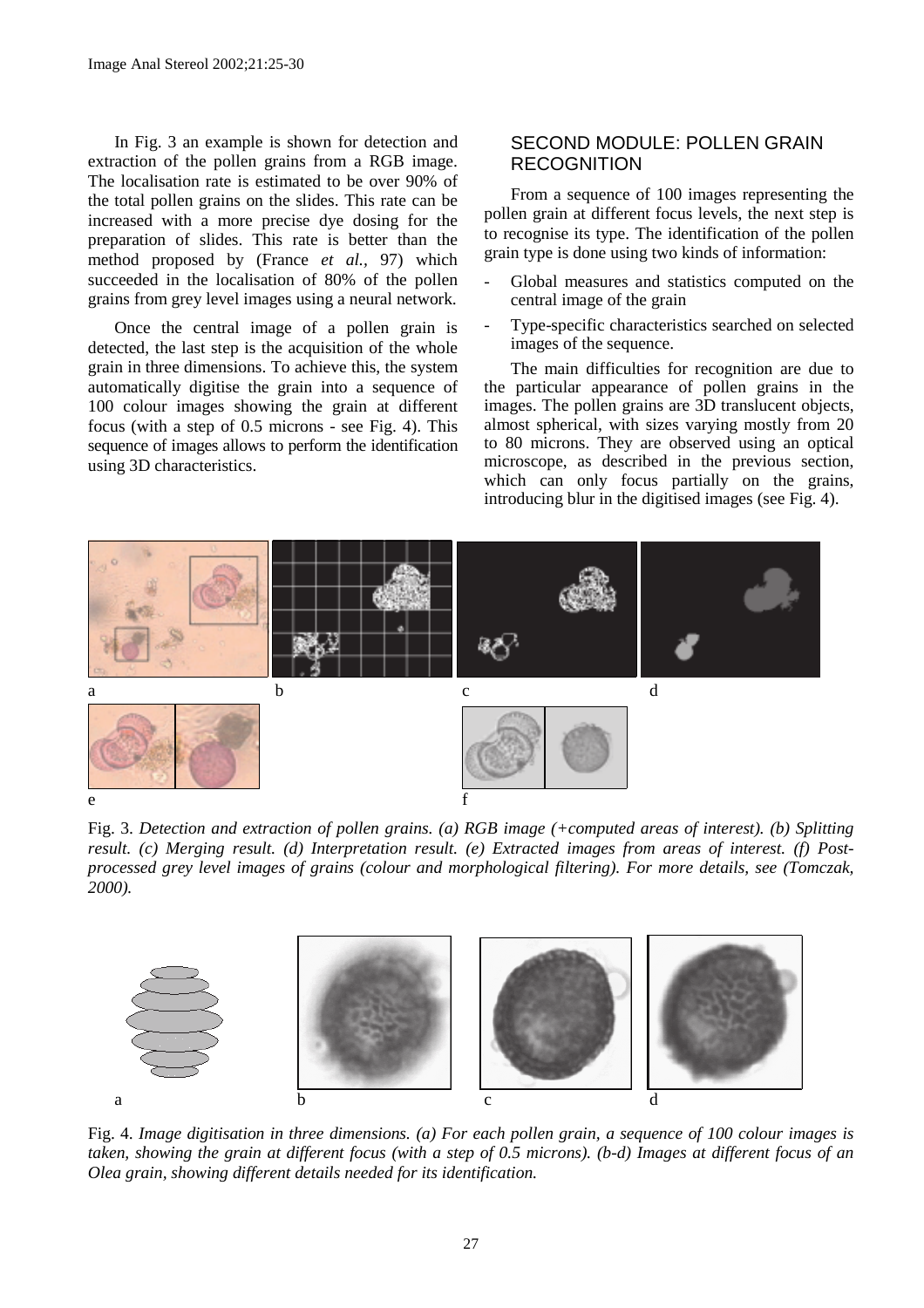In Fig. 3 an example is shown for detection and extraction of the pollen grains from a RGB image. The localisation rate is estimated to be over 90% of the total pollen grains on the slides. This rate can be increased with a more precise dye dosing for the preparation of slides. This rate is better than the method proposed by (France *et al.*, 97) which succeeded in the localisation of 80% of the pollen grains from grey level images using a neural network.

Once the central image of a pollen grain is detected, the last step is the acquisition of the whole grain in three dimensions. To achieve this, the system automatically digitise the grain into a sequence of 100 colour images showing the grain at different focus (with a step of 0.5 microns - see Fig. 4). This sequence of images allows to perform the identification using 3D characteristics.

## SECOND MODULE: POLLEN GRAIN RECOGNITION

From a sequence of 100 images representing the pollen grain at different focus levels, the next step is to recognise its type. The identification of the pollen grain type is done using two kinds of information:

- Global measures and statistics computed on the central image of the grain
- Type-specific characteristics searched on selected images of the sequence.

The main difficulties for recognition are due to the particular appearance of pollen grains in the images. The pollen grains are 3D translucent objects, almost spherical, with sizes varying mostly from 20 to 80 microns. They are observed using an optical microscope, as described in the previous section, which can only focus partially on the grains, introducing blur in the digitised images (see Fig. 4).

Fig. 3. *Detection and extraction of pollen grains. (a) RGB image (+computed areas of interest). (b) Splitting result. (c) Merging result. (d) Interpretation result. (e) Extracted images from areas of interest. (f) Post-processed grey level images of grains (colour and morphological filtering). For more details, see (Tomczak, 2000).*

Fig. 4. *Image digitisation in three dimensions. (a) For each pollen grain, a sequence of 100 colour images is taken, showing the grain at different focus (with a step of 0.5 microns). (b-d) Images at different focus of an Olea grain, showing different details needed for its identification.*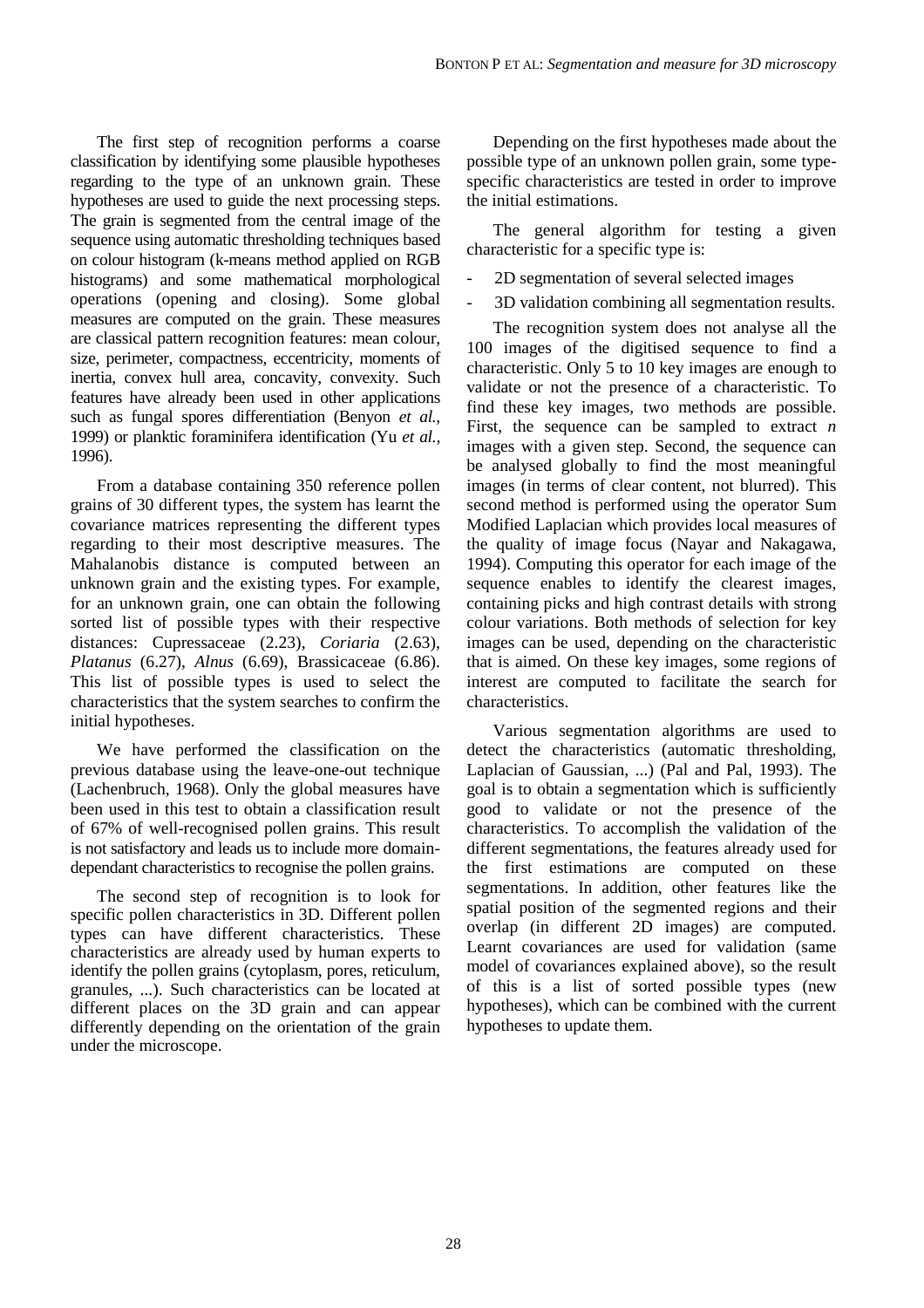The first step of recognition performs a coarse classification by identifying some plausible hypotheses regarding to the type of an unknown grain. These hypotheses are used to guide the next processing steps. The grain is segmented from the central image of the sequence using automatic thresholding techniques based on colour histogram (k-means method applied on RGB histograms) and some mathematical morphological operations (opening and closing). Some global measures are computed on the grain. These measures are classical pattern recognition features: mean colour, size, perimeter, compactness, eccentricity, moments of inertia, convex hull area, concavity, convexity. Such features have already been used in other applications such as fungal spores differentiation (Benyon *et al.*, 1999) or planktic foraminifera identification (Yu *et al.*, 1996).

From a database containing 350 reference pollen grains of 30 different types, the system has learnt the covariance matrices representing the different types regarding to their most descriptive measures. The Mahalanobis distance is computed between an unknown grain and the existing types. For example, for an unknown grain, one can obtain the following sorted list of possible types with their respective distances: Cupressaceae (2.23), *Coriaria* (2.63), *Platanus* (6.27), *Alnus* (6.69), Brassicaceae (6.86). This list of possible types is used to select the characteristics that the system searches to confirm the initial hypotheses.

We have performed the classification on the previous database using the leave-one-out technique (Lachenbruch, 1968). Only the global measures have been used in this test to obtain a classification result of 67% of well-recognised pollen grains. This result is not satisfactory and leads us to include more domain-dependant characteristics to recognise the pollen grains.

The second step of recognition is to look for specific pollen characteristics in 3D. Different pollen types can have different characteristics. These characteristics are already used by human experts to identify the pollen grains (cytoplasm, pores, reticulum, granules, ...). Such characteristics can be located at different places on the 3D grain and can appear differently depending on the orientation of the grain under the microscope.

Depending on the first hypotheses made about the possible type of an unknown pollen grain, some type-specific characteristics are tested in order to improve the initial estimations.

The general algorithm for testing a given characteristic for a specific type is:

- 2D segmentation of several selected images
- 3D validation combining all segmentation results.

The recognition system does not analyse all the 100 images of the digitised sequence to find a characteristic. Only 5 to 10 key images are enough to validate or not the presence of a characteristic. To find these key images, two methods are possible. First, the sequence can be sampled to extract *n* images with a given step. Second, the sequence can be analysed globally to find the most meaningful images (in terms of clear content, not blurred). This second method is performed using the operator Sum Modified Laplacian which provides local measures of the quality of image focus (Nayar and Nakagawa, 1994). Computing this operator for each image of the sequence enables to identify the clearest images, containing picks and high contrast details with strong colour variations. Both methods of selection for key images can be used, depending on the characteristic that is aimed. On these key images, some regions of interest are computed to facilitate the search for characteristics.

Various segmentation algorithms are used to detect the characteristics (automatic thresholding, Laplacian of Gaussian, ...) (Pal and Pal, 1993). The goal is to obtain a segmentation which is sufficiently good to validate or not the presence of the characteristics. To accomplish the validation of the different segmentations, the features already used for the first estimations are computed on these segmentations. In addition, other features like the spatial position of the segmented regions and their overlap (in different 2D images) are computed. Learnt covariances are used for validation (same model of covariances explained above), so the result of this is a list of sorted possible types (new hypotheses), which can be combined with the current hypotheses to update them.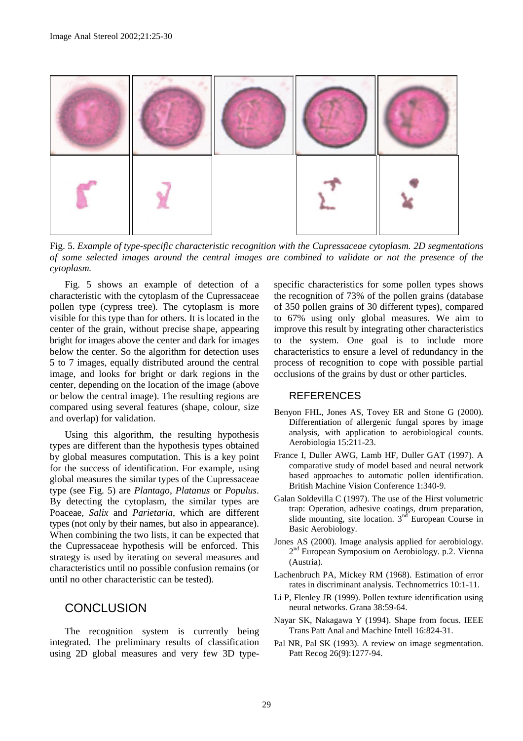Fig. 5. *Example of type-specific characteristic recognition with the Cupressaceae cytoplasm. 2D segmentations of some selected images around the central images are combined to validate or not the presence of the cytoplasm.*

Fig. 5 shows an example of detection of a characteristic with the cytoplasm of the Cupressaceae pollen type (cypress tree). The cytoplasm is more visible for this type than for others. It is located in the center of the grain, without precise shape, appearing bright for images above the center and dark for images below the center. So the algorithm for detection uses 5 to 7 images, equally distributed around the central image, and looks for bright or dark regions in the center, depending on the location of the image (above or below the central image). The resulting regions are compared using several features (shape, colour, size and overlap) for validation.

Using this algorithm, the resulting hypothesis types are different than the hypothesis types obtained by global measures computation. This is a key point for the success of identification. For example, using global measures the similar types of the Cupressaceae type (see Fig. 5) are *Plantago*, *Platanus* or *Populus*. By detecting the cytoplasm, the similar types are Poaceae, *Salix* and *Parietaria*, which are different types (not only by their names, but also in appearance). When combining the two lists, it can be expected that the Cupressaceae hypothesis will be enforced. This strategy is used by iterating on several measures and characteristics until no possible confusion remains (or until no other characteristic can be tested).

## CONCLUSION

The recognition system is currently being integrated. The preliminary results of classification using 2D global measures and very few 3D type-specific characteristics for some pollen types shows the recognition of 73% of the pollen grains (database of 350 pollen grains of 30 different types), compared to 67% using only global measures. We aim to improve this result by integrating other characteristics to the system. One goal is to include more characteristics to ensure a level of redundancy in the process of recognition to cope with possible partial occlusions of the grains by dust or other particles.

## REFERENCES

Benyon FHL, Jones AS, Tovey ER and Stone G (2000). Differentiation of allergenic fungal spores by image analysis, with application to aerobiological counts. Aerobiologia 15:211-23.

France I, Duller AWG, Lamb HF, Duller GAT (1997). A comparative study of model based and neural network based approaches to automatic pollen identification. British Machine Vision Conference 1:340-9.

Galan Soldevilla C (1997). The use of the Hirst volumetric trap: Operation, adhesive coatings, drum preparation, slide mounting, site location. 3rd European Course in Basic Aerobiology.

Jones AS (2000). Image analysis applied for aerobiology. 2nd European Symposium on Aerobiology. p.2. Vienna (Austria).

Lachenbruch PA, Mickey RM (1968). Estimation of error rates in discriminant analysis. Technometrics 10:1-11.

Li P, Flenley JR (1999). Pollen texture identification using neural networks. Grana 38:59-64.

Nayar SK, Nakagawa Y (1994). Shape from focus. IEEE Trans Patt Anal and Machine Intell 16:824-31.

Pal NR, Pal SK (1993). A review on image segmentation. Patt Recog 26(9):1277-94.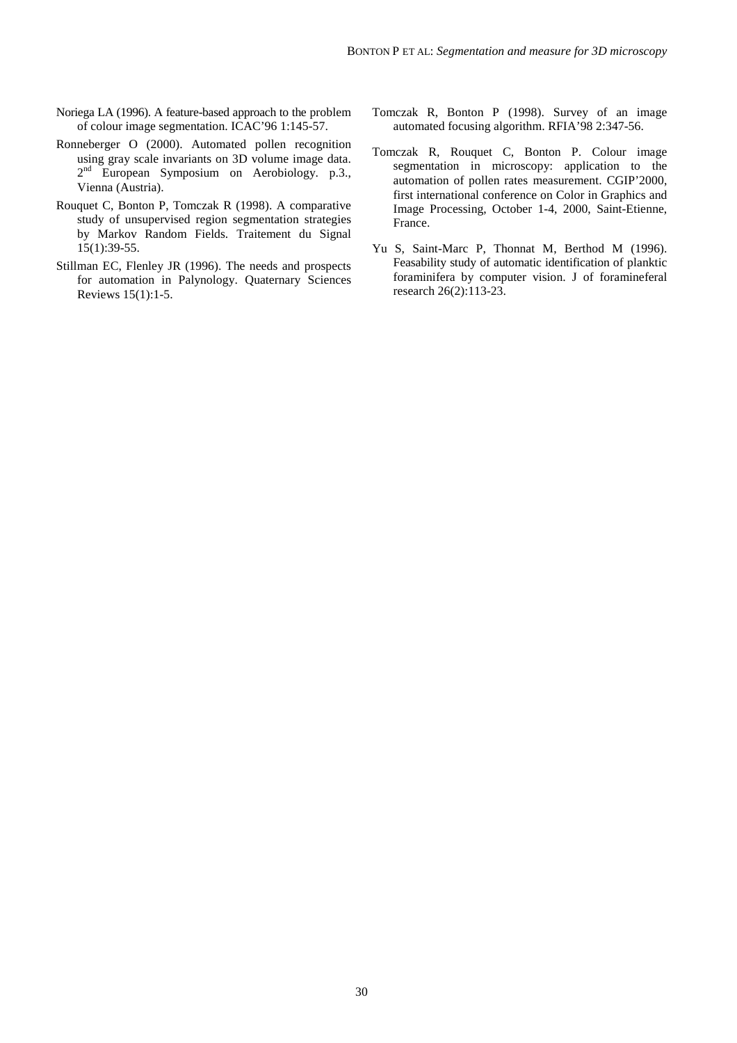Noriega LA (1996). A feature-based approach to the problem of colour image segmentation. ICAC'96 1:145-57.

Ronneberger O (2000). Automated pollen recognition using gray scale invariants on 3D volume image data. 2nd European Symposium on Aerobiology. p.3., Vienna (Austria).

Rouquet C, Bonton P, Tomczak R (1998). A comparative study of unsupervised region segmentation strategies by Markov Random Fields. Traitement du Signal 15(1):39-55.

Stillman EC, Flenley JR (1996). The needs and prospects for automation in Palynology. Quaternary Sciences Reviews 15(1):1-5.

Tomczak R, Bonton P (1998). Survey of an image automated focusing algorithm. RFIA'98 2:347-56.

Tomczak R, Rouquet C, Bonton P. Colour image segmentation in microscopy: application to the automation of pollen rates measurement. CGIP'2000, first international conference on Color in Graphics and Image Processing, October 1-4, 2000, Saint-Etienne, France.

Yu S, Saint-Marc P, Thonnat M, Berthod M (1996). Feasability study of automatic identification of planktic foraminifera by computer vision. J of foramineferal research 26(2):113-23.